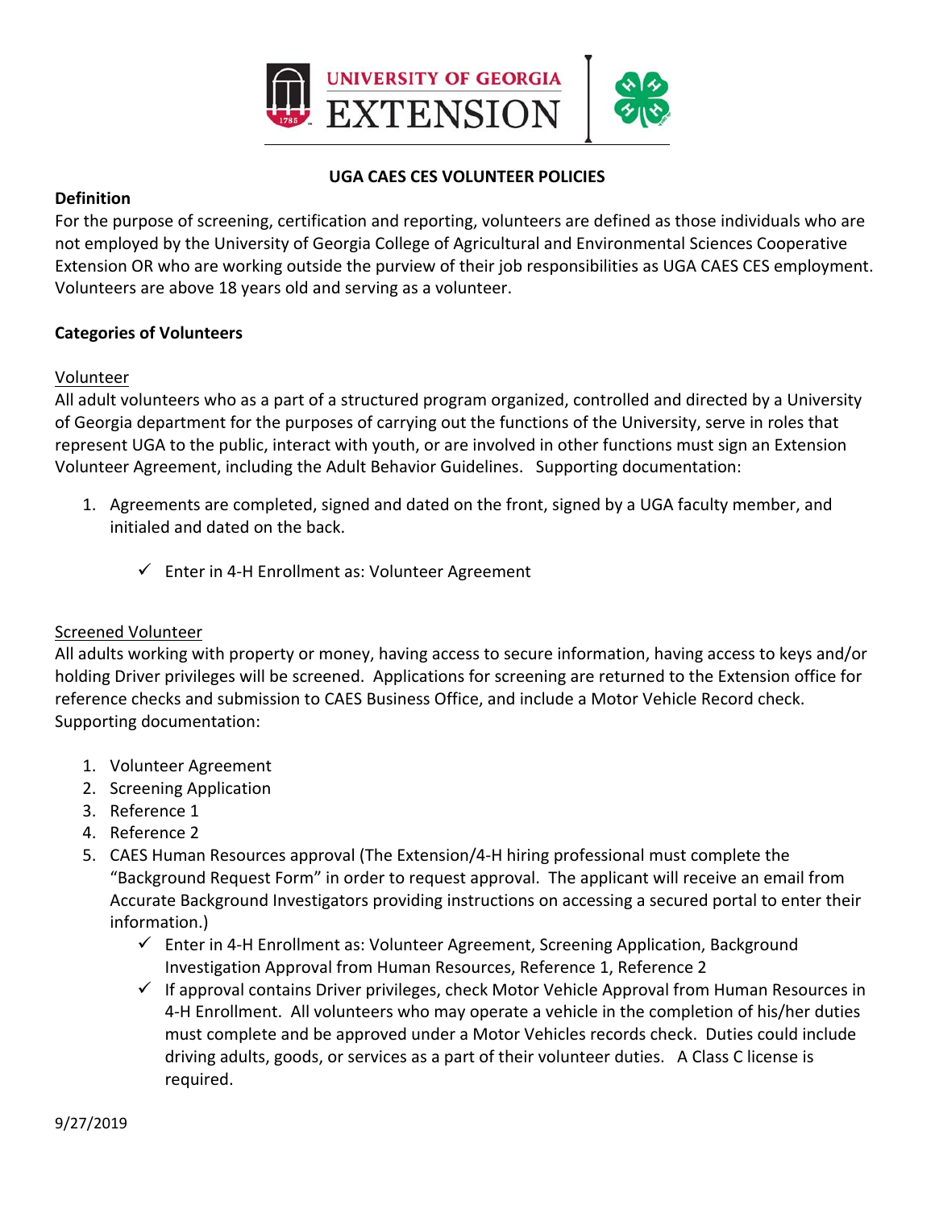# UGA CAES CES VOLUNTEER POLICIES

**Definition**

For the purpose of screening, certification and reporting, volunteers are defined as those individuals who are not employed by the University of Georgia College of Agricultural and Environmental Sciences Cooperative Extension OR who are working outside the purview of their job responsibilities as UGA CAES CES employment. Volunteers are above 18 years old and serving as a volunteer.

**Categories of Volunteers**

<u>Volunteer</u>

All adult volunteers who as a part of a structured program organized, controlled and directed by a University of Georgia department for the purposes of carrying out the functions of the University, serve in roles that represent UGA to the public, interact with youth, or are involved in other functions must sign an Extension Volunteer Agreement, including the Adult Behavior Guidelines. Supporting documentation:

1. Agreements are completed, signed and dated on the front, signed by a UGA faculty member, and initialed and dated on the back.
   - ✓ Enter in 4-H Enrollment as: Volunteer Agreement

<u>Screened Volunteer</u>

All adults working with property or money, having access to secure information, having access to keys and/or holding Driver privileges will be screened. Applications for screening are returned to the Extension office for reference checks and submission to CAES Business Office, and include a Motor Vehicle Record check. Supporting documentation:

1. Volunteer Agreement
2. Screening Application
3. Reference 1
4. Reference 2
5. CAES Human Resources approval (The Extension/4-H hiring professional must complete the "Background Request Form" in order to request approval. The applicant will receive an email from Accurate Background Investigators providing instructions on accessing a secured portal to enter their information.)
   - ✓ Enter in 4-H Enrollment as: Volunteer Agreement, Screening Application, Background Investigation Approval from Human Resources, Reference 1, Reference 2
   - ✓ If approval contains Driver privileges, check Motor Vehicle Approval from Human Resources in 4-H Enrollment. All volunteers who may operate a vehicle in the completion of his/her duties must complete and be approved under a Motor Vehicles records check. Duties could include driving adults, goods, or services as a part of their volunteer duties. A Class C license is required.

9/27/2019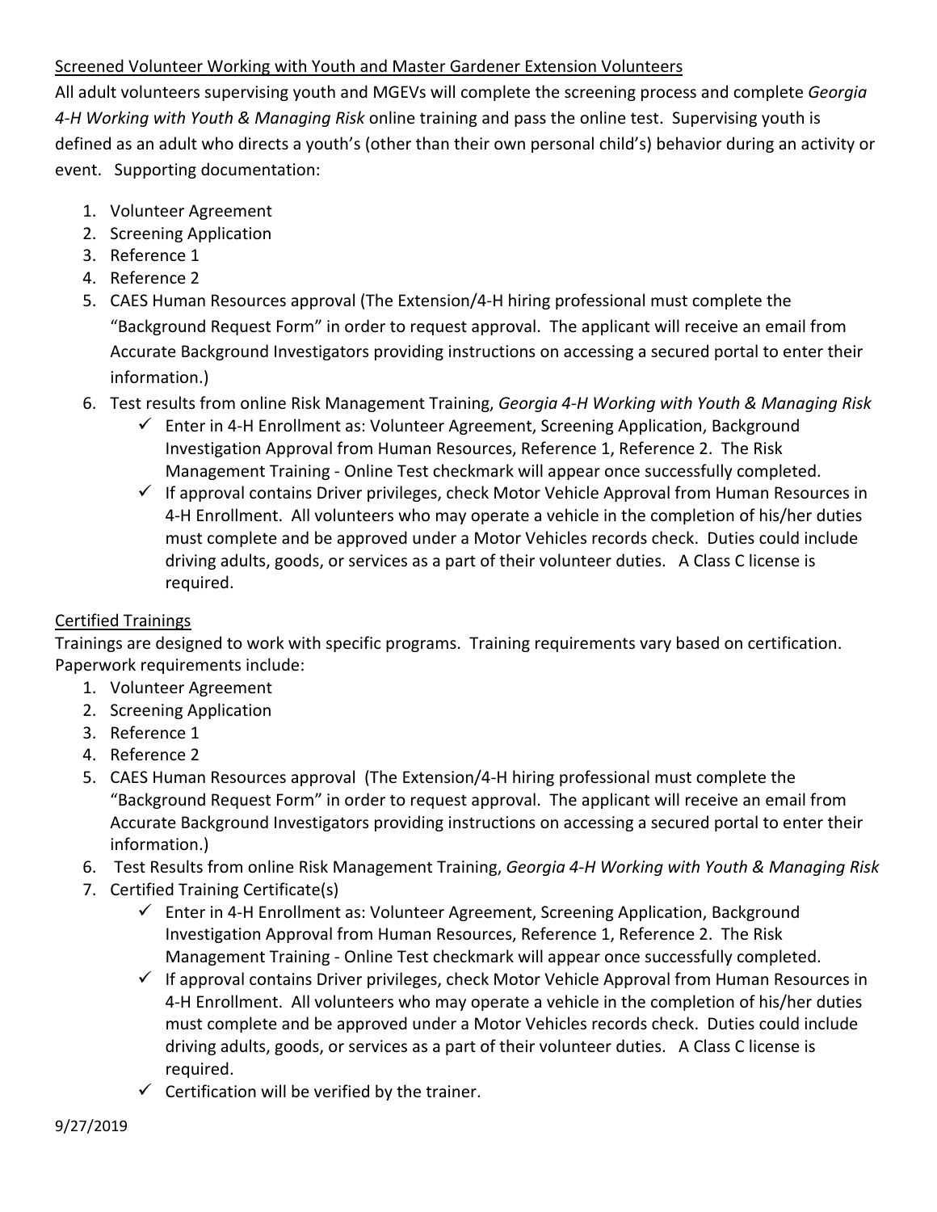Screened Volunteer Working with Youth and Master Gardener Extension Volunteers

All adult volunteers supervising youth and MGEVs will complete the screening process and complete *Georgia 4-H Working with Youth & Managing Risk* online training and pass the online test. Supervising youth is defined as an adult who directs a youth's (other than their own personal child's) behavior during an activity or event. Supporting documentation:

1. Volunteer Agreement
2. Screening Application
3. Reference 1
4. Reference 2
5. CAES Human Resources approval (The Extension/4-H hiring professional must complete the "Background Request Form" in order to request approval. The applicant will receive an email from Accurate Background Investigators providing instructions on accessing a secured portal to enter their information.)
6. Test results from online Risk Management Training, *Georgia 4-H Working with Youth & Managing Risk*
   - ✓ Enter in 4-H Enrollment as: Volunteer Agreement, Screening Application, Background Investigation Approval from Human Resources, Reference 1, Reference 2. The Risk Management Training - Online Test checkmark will appear once successfully completed.
   - ✓ If approval contains Driver privileges, check Motor Vehicle Approval from Human Resources in 4-H Enrollment. All volunteers who may operate a vehicle in the completion of his/her duties must complete and be approved under a Motor Vehicles records check. Duties could include driving adults, goods, or services as a part of their volunteer duties. A Class C license is required.

Certified Trainings

Trainings are designed to work with specific programs. Training requirements vary based on certification. Paperwork requirements include:

1. Volunteer Agreement
2. Screening Application
3. Reference 1
4. Reference 2
5. CAES Human Resources approval (The Extension/4-H hiring professional must complete the "Background Request Form" in order to request approval. The applicant will receive an email from Accurate Background Investigators providing instructions on accessing a secured portal to enter their information.)
6. Test Results from online Risk Management Training, *Georgia 4-H Working with Youth & Managing Risk*
7. Certified Training Certificate(s)
   - ✓ Enter in 4-H Enrollment as: Volunteer Agreement, Screening Application, Background Investigation Approval from Human Resources, Reference 1, Reference 2. The Risk Management Training - Online Test checkmark will appear once successfully completed.
   - ✓ If approval contains Driver privileges, check Motor Vehicle Approval from Human Resources in 4-H Enrollment. All volunteers who may operate a vehicle in the completion of his/her duties must complete and be approved under a Motor Vehicles records check. Duties could include driving adults, goods, or services as a part of their volunteer duties. A Class C license is required.
   - ✓ Certification will be verified by the trainer.

9/27/2019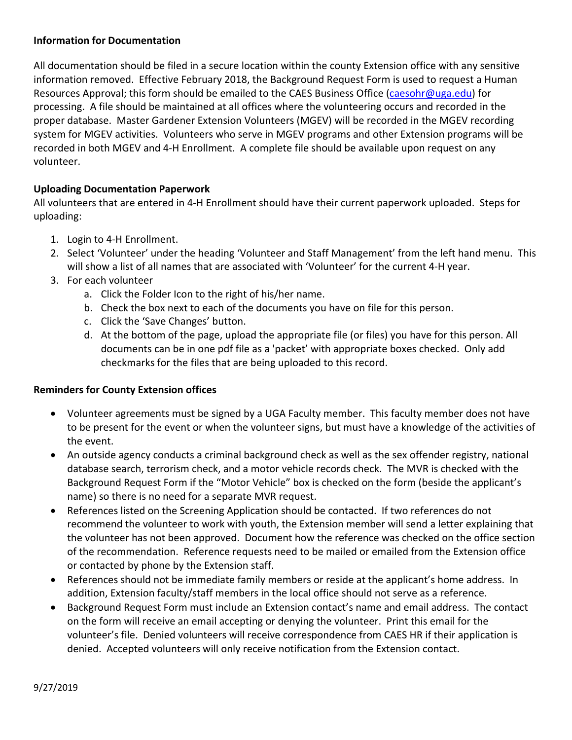**Information for Documentation**

All documentation should be filed in a secure location within the county Extension office with any sensitive information removed. Effective February 2018, the Background Request Form is used to request a Human Resources Approval; this form should be emailed to the CAES Business Office (caesohr@uga.edu) for processing. A file should be maintained at all offices where the volunteering occurs and recorded in the proper database. Master Gardener Extension Volunteers (MGEV) will be recorded in the MGEV recording system for MGEV activities. Volunteers who serve in MGEV programs and other Extension programs will be recorded in both MGEV and 4-H Enrollment. A complete file should be available upon request on any volunteer.

**Uploading Documentation Paperwork**

All volunteers that are entered in 4-H Enrollment should have their current paperwork uploaded. Steps for uploading:

1. Login to 4-H Enrollment.
2. Select 'Volunteer' under the heading 'Volunteer and Staff Management' from the left hand menu. This will show a list of all names that are associated with 'Volunteer' for the current 4-H year.
3. For each volunteer
   a. Click the Folder Icon to the right of his/her name.
   b. Check the box next to each of the documents you have on file for this person.
   c. Click the 'Save Changes' button.
   d. At the bottom of the page, upload the appropriate file (or files) you have for this person. All documents can be in one pdf file as a 'packet' with appropriate boxes checked. Only add checkmarks for the files that are being uploaded to this record.

**Reminders for County Extension offices**

- Volunteer agreements must be signed by a UGA Faculty member. This faculty member does not have to be present for the event or when the volunteer signs, but must have a knowledge of the activities of the event.
- An outside agency conducts a criminal background check as well as the sex offender registry, national database search, terrorism check, and a motor vehicle records check. The MVR is checked with the Background Request Form if the "Motor Vehicle" box is checked on the form (beside the applicant's name) so there is no need for a separate MVR request.
- References listed on the Screening Application should be contacted. If two references do not recommend the volunteer to work with youth, the Extension member will send a letter explaining that the volunteer has not been approved. Document how the reference was checked on the office section of the recommendation. Reference requests need to be mailed or emailed from the Extension office or contacted by phone by the Extension staff.
- References should not be immediate family members or reside at the applicant's home address. In addition, Extension faculty/staff members in the local office should not serve as a reference.
- Background Request Form must include an Extension contact's name and email address. The contact on the form will receive an email accepting or denying the volunteer. Print this email for the volunteer's file. Denied volunteers will receive correspondence from CAES HR if their application is denied. Accepted volunteers will only receive notification from the Extension contact.

9/27/2019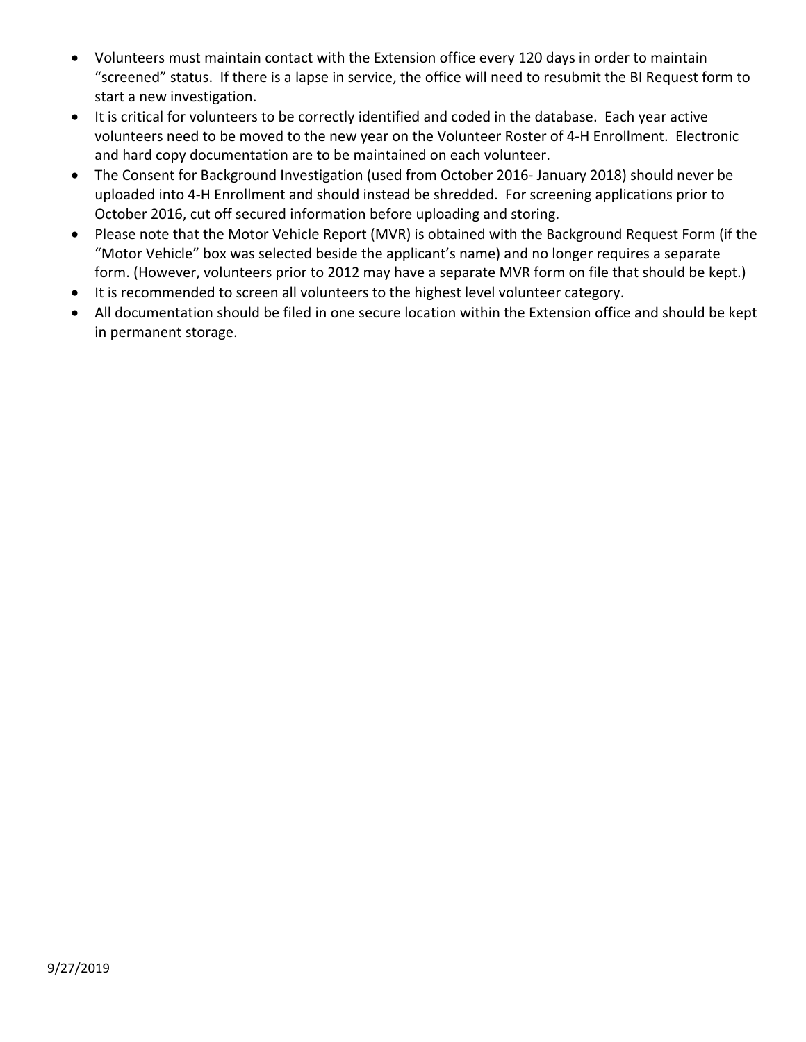- Volunteers must maintain contact with the Extension office every 120 days in order to maintain "screened" status. If there is a lapse in service, the office will need to resubmit the BI Request form to start a new investigation.
- It is critical for volunteers to be correctly identified and coded in the database. Each year active volunteers need to be moved to the new year on the Volunteer Roster of 4-H Enrollment. Electronic and hard copy documentation are to be maintained on each volunteer.
- The Consent for Background Investigation (used from October 2016- January 2018) should never be uploaded into 4-H Enrollment and should instead be shredded. For screening applications prior to October 2016, cut off secured information before uploading and storing.
- Please note that the Motor Vehicle Report (MVR) is obtained with the Background Request Form (if the "Motor Vehicle" box was selected beside the applicant's name) and no longer requires a separate form. (However, volunteers prior to 2012 may have a separate MVR form on file that should be kept.)
- It is recommended to screen all volunteers to the highest level volunteer category.
- All documentation should be filed in one secure location within the Extension office and should be kept in permanent storage.

9/27/2019